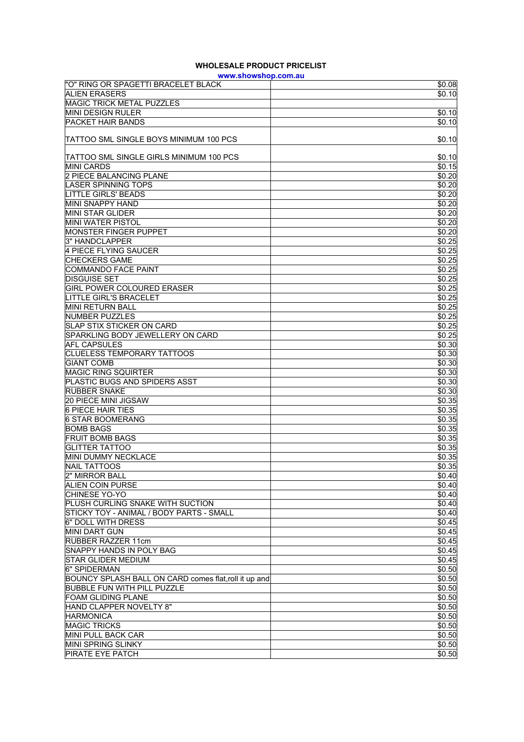**WHOLESALE PRODUCT PRICELIST**

**www.showshop.com.au**

| | |
|---|---|
| "O" RING OR SPAGETTI BRACELET BLACK | $0.08 |
| ALIEN ERASERS | $0.10 |
| MAGIC TRICK METAL PUZZLES | |
| MINI DESIGN RULER | $0.10 |
| PACKET HAIR BANDS | $0.10 |
| TATTOO SML SINGLE BOYS MINIMUM 100 PCS | $0.10 |
| TATTOO SML SINGLE GIRLS MINIMUM 100 PCS | $0.10 |
| MINI CARDS | $0.15 |
| 2 PIECE BALANCING PLANE | $0.20 |
| LASER SPINNING TOPS | $0.20 |
| LITTLE GIRLS' BEADS | $0.20 |
| MINI SNAPPY HAND | $0.20 |
| MINI STAR GLIDER | $0.20 |
| MINI WATER PISTOL | $0.20 |
| MONSTER FINGER PUPPET | $0.20 |
| 3" HANDCLAPPER | $0.25 |
| 4 PIECE FLYING SAUCER | $0.25 |
| CHECKERS GAME | $0.25 |
| COMMANDO FACE PAINT | $0.25 |
| DISGUISE SET | $0.25 |
| GIRL POWER COLOURED ERASER | $0.25 |
| LITTLE GIRL'S BRACELET | $0.25 |
| MINI RETURN BALL | $0.25 |
| NUMBER PUZZLES | $0.25 |
| SLAP STIX STICKER ON CARD | $0.25 |
| SPARKLING BODY JEWELLERY ON CARD | $0.25 |
| AFL CAPSULES | $0.30 |
| CLUELESS TEMPORARY TATTOOS | $0.30 |
| GIANT COMB | $0.30 |
| MAGIC RING SQUIRTER | $0.30 |
| PLASTIC BUGS AND SPIDERS ASST | $0.30 |
| RUBBER SNAKE | $0.30 |
| 20 PIECE MINI JIGSAW | $0.35 |
| 6 PIECE HAIR TIES | $0.35 |
| 6 STAR BOOMERANG | $0.35 |
| BOMB BAGS | $0.35 |
| FRUIT BOMB BAGS | $0.35 |
| GLITTER TATTOO | $0.35 |
| MINI DUMMY NECKLACE | $0.35 |
| NAIL TATTOOS | $0.35 |
| 2" MIRROR BALL | $0.40 |
| ALIEN COIN PURSE | $0.40 |
| CHINESE YO-YO | $0.40 |
| PLUSH CURLING SNAKE WITH SUCTION | $0.40 |
| STICKY TOY - ANIMAL / BODY PARTS - SMALL | $0.40 |
| 6" DOLL WITH DRESS | $0.45 |
| MINI DART GUN | $0.45 |
| RUBBER RAZZER 11cm | $0.45 |
| SNAPPY HANDS IN POLY BAG | $0.45 |
| STAR GLIDER MEDIUM | $0.45 |
| 6" SPIDERMAN | $0.50 |
| BOUNCY SPLASH BALL ON CARD comes flat,roll it up and | $0.50 |
| BUBBLE FUN WITH PILL PUZZLE | $0.50 |
| FOAM GLIDING PLANE | $0.50 |
| HAND CLAPPER NOVELTY 8" | $0.50 |
| HARMONICA | $0.50 |
| MAGIC TRICKS | $0.50 |
| MINI PULL BACK CAR | $0.50 |
| MINI SPRING SLINKY | $0.50 |
| PIRATE EYE PATCH | $0.50 |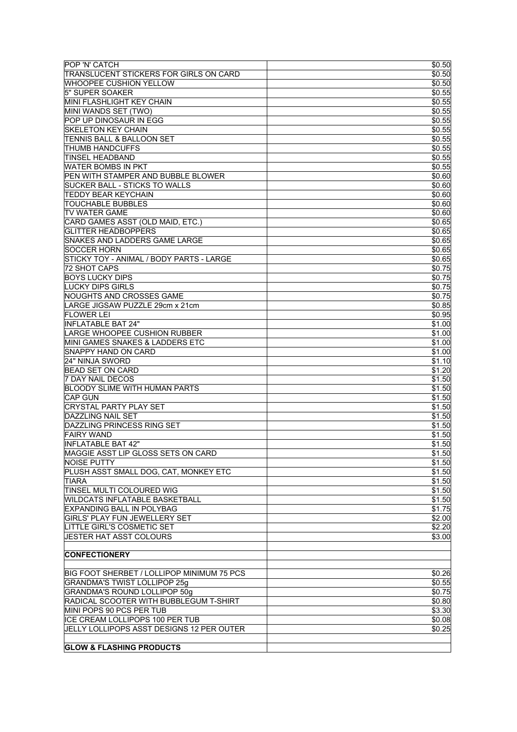| | |
|---|---|
| POP 'N' CATCH | $0.50 |
| TRANSLUCENT STICKERS FOR GIRLS ON CARD | $0.50 |
| WHOOPEE CUSHION YELLOW | $0.50 |
| 5" SUPER SOAKER | $0.55 |
| MINI FLASHLIGHT KEY CHAIN | $0.55 |
| MINI WANDS SET (TWO) | $0.55 |
| POP UP DINOSAUR IN EGG | $0.55 |
| SKELETON KEY CHAIN | $0.55 |
| TENNIS BALL & BALLOON SET | $0.55 |
| THUMB HANDCUFFS | $0.55 |
| TINSEL HEADBAND | $0.55 |
| WATER BOMBS IN PKT | $0.55 |
| PEN WITH STAMPER AND BUBBLE BLOWER | $0.60 |
| SUCKER BALL - STICKS TO WALLS | $0.60 |
| TEDDY BEAR KEYCHAIN | $0.60 |
| TOUCHABLE BUBBLES | $0.60 |
| TV WATER GAME | $0.60 |
| CARD GAMES ASST (OLD MAID, ETC.) | $0.65 |
| GLITTER HEADBOPPERS | $0.65 |
| SNAKES AND LADDERS GAME LARGE | $0.65 |
| SOCCER HORN | $0.65 |
| STICKY TOY - ANIMAL / BODY PARTS - LARGE | $0.65 |
| 72 SHOT CAPS | $0.75 |
| BOYS LUCKY DIPS | $0.75 |
| LUCKY DIPS GIRLS | $0.75 |
| NOUGHTS AND CROSSES GAME | $0.75 |
| LARGE JIGSAW PUZZLE 29cm x 21cm | $0.85 |
| FLOWER LEI | $0.95 |
| INFLATABLE BAT 24" | $1.00 |
| LARGE WHOOPEE CUSHION RUBBER | $1.00 |
| MINI GAMES SNAKES & LADDERS ETC | $1.00 |
| SNAPPY HAND ON CARD | $1.00 |
| 24" NINJA SWORD | $1.10 |
| BEAD SET ON CARD | $1.20 |
| 7 DAY NAIL DECOS | $1.50 |
| BLOODY SLIME WITH HUMAN PARTS | $1.50 |
| CAP GUN | $1.50 |
| CRYSTAL PARTY PLAY SET | $1.50 |
| DAZZLING NAIL SET | $1.50 |
| DAZZLING PRINCESS RING SET | $1.50 |
| FAIRY WAND | $1.50 |
| INFLATABLE BAT 42" | $1.50 |
| MAGGIE ASST LIP GLOSS SETS ON CARD | $1.50 |
| NOISE PUTTY | $1.50 |
| PLUSH ASST SMALL DOG, CAT, MONKEY ETC | $1.50 |
| TIARA | $1.50 |
| TINSEL MULTI COLOURED WIG | $1.50 |
| WILDCATS INFLATABLE BASKETBALL | $1.50 |
| EXPANDING BALL IN POLYBAG | $1.75 |
| GIRLS' PLAY FUN JEWELLERY SET | $2.00 |
| LITTLE GIRL'S COSMETIC SET | $2.20 |
| JESTER HAT ASST COLOURS | $3.00 |
| | |
| **CONFECTIONERY** | |
| | |
| BIG FOOT SHERBET / LOLLIPOP MINIMUM 75 PCS | $0.26 |
| GRANDMA'S TWIST LOLLIPOP 25g | $0.55 |
| GRANDMA'S ROUND LOLLIPOP 50g | $0.75 |
| RADICAL SCOOTER WITH BUBBLEGUM T-SHIRT | $0.80 |
| MINI POPS 90 PCS PER TUB | $3.30 |
| ICE CREAM LOLLIPOPS 100 PER TUB | $0.08 |
| JELLY LOLLIPOPS ASST DESIGNS 12 PER OUTER | $0.25 |
| | |
| **GLOW & FLASHING PRODUCTS** | |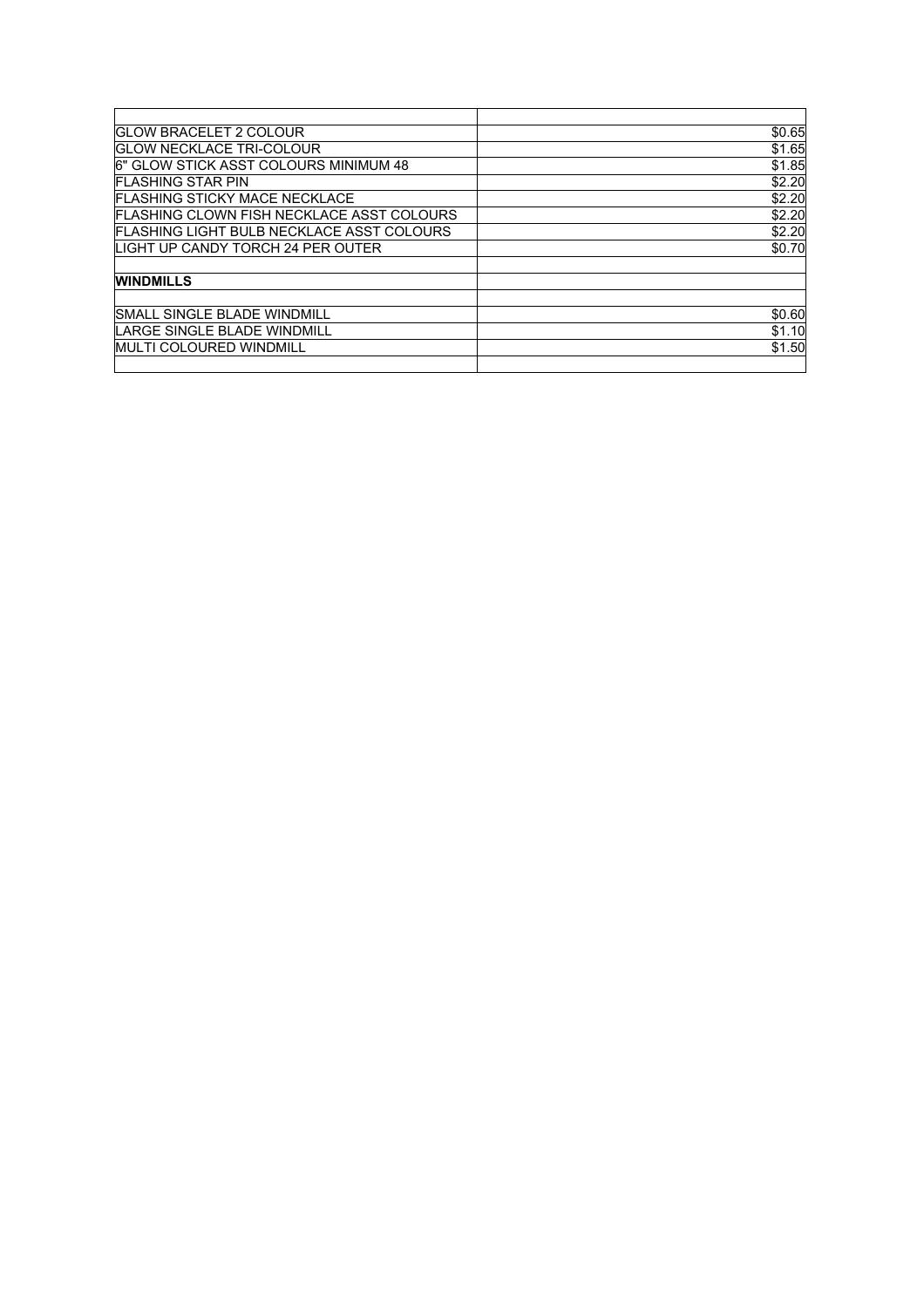| | |
|---|---|
| | |
| GLOW BRACELET 2 COLOUR | $0.65 |
| GLOW NECKLACE TRI-COLOUR | $1.65 |
| 6" GLOW STICK ASST COLOURS MINIMUM 48 | $1.85 |
| FLASHING STAR PIN | $2.20 |
| FLASHING STICKY MACE NECKLACE | $2.20 |
| FLASHING CLOWN FISH NECKLACE ASST COLOURS | $2.20 |
| FLASHING LIGHT BULB NECKLACE ASST COLOURS | $2.20 |
| LIGHT UP CANDY TORCH 24 PER OUTER | $0.70 |
| | |
| **WINDMILLS** | |
| | |
| SMALL SINGLE BLADE WINDMILL | $0.60 |
| LARGE SINGLE BLADE WINDMILL | $1.10 |
| MULTI COLOURED WINDMILL | $1.50 |
| | |